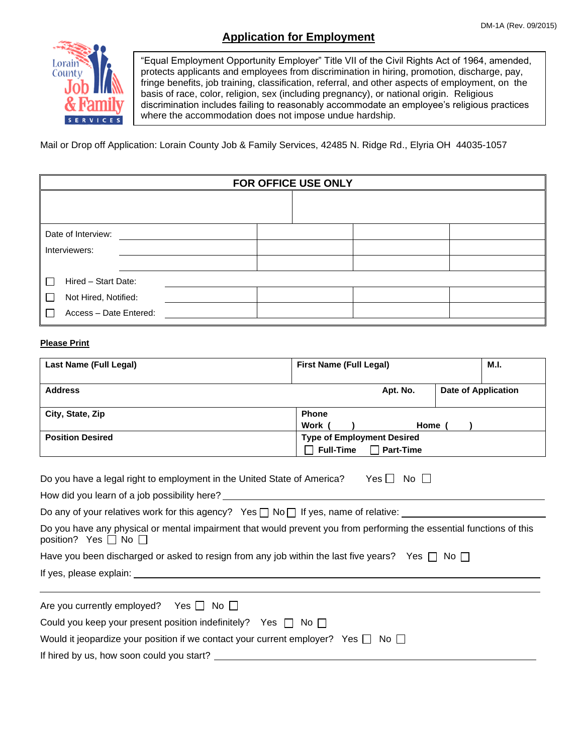DM-1A (Rev. 09/2015)

# Application for Employment

"Equal Employment Opportunity Employer" Title VII of the Civil Rights Act of 1964, amended, protects applicants and employees from discrimination in hiring, promotion, discharge, pay, fringe benefits, job training, classification, referral, and other aspects of employment, on the basis of race, color, religion, sex (including pregnancy), or national origin. Religious discrimination includes failing to reasonably accommodate an employee's religious practices where the accommodation does not impose undue hardship.

Mail or Drop off Application: Lorain County Job & Family Services, 42485 N. Ridge Rd., Elyria OH 44035-1057

| FOR OFFICE USE ONLY | | | |
|---|---|---|---|
| | | | |
| Date of Interview: | | | |
| Interviewers: | | | |
| | | | |
| ☐ Hired – Start Date: | | | |
| ☐ Not Hired, Notified: | | | |
| ☐ Access – Date Entered: | | | |

**Please Print**

| **Last Name (Full Legal)** | **First Name (Full Legal)** | **M.I.** |
|---|---|---|
| **Address** **Apt. No.** | **Date of Application** | |
| **City, State, Zip** | **Phone** **Work ( )** **Home ( )** | |
| **Position Desired** | **Type of Employment Desired** ☐ **Full-Time** ☐ **Part-Time** | |

Do you have a legal right to employment in the United State of America? Yes ☐ No ☐

How did you learn of a job possibility here? ______________________________

Do any of your relatives work for this agency? Yes ☐ No ☐ If yes, name of relative: ______________

Do you have any physical or mental impairment that would prevent you from performing the essential functions of this position? Yes ☐ No ☐

Have you been discharged or asked to resign from any job within the last five years? Yes ☐ No ☐

If yes, please explain: ______________________________

______________________________

Are you currently employed? Yes ☐ No ☐

Could you keep your present position indefinitely? Yes ☐ No ☐

Would it jeopardize your position if we contact your current employer? Yes ☐ No ☐

If hired by us, how soon could you start? ______________________________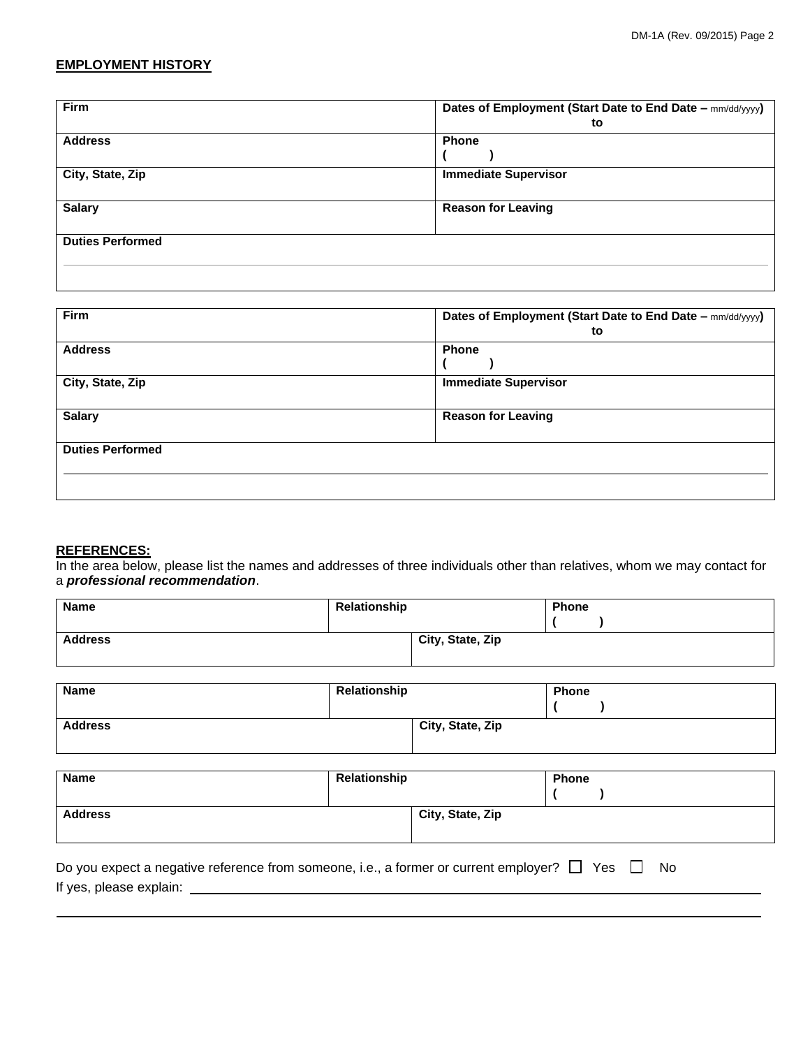## EMPLOYMENT HISTORY

| **Firm** | **Dates of Employment (Start Date to End Date – mm/dd/yyyy)** to |
|---|---|
| **Address** | **Phone** ( ) |
| **City, State, Zip** | **Immediate Supervisor** |
| **Salary** | **Reason for Leaving** |
| **Duties Performed** | |

| **Firm** | **Dates of Employment (Start Date to End Date – mm/dd/yyyy)** to |
|---|---|
| **Address** | **Phone** ( ) |
| **City, State, Zip** | **Immediate Supervisor** |
| **Salary** | **Reason for Leaving** |
| **Duties Performed** | |

**REFERENCES:**

In the area below, please list the names and addresses of three individuals other than relatives, whom we may contact for a ***professional recommendation***.

| **Name** | **Relationship** | **Phone** ( ) |
|---|---|---|
| **Address** | **City, State, Zip** | |

| **Name** | **Relationship** | **Phone** ( ) |
|---|---|---|
| **Address** | **City, State, Zip** | |

| **Name** | **Relationship** | **Phone** ( ) |
|---|---|---|
| **Address** | **City, State, Zip** | |

Do you expect a negative reference from someone, i.e., a former or current employer? ☐ Yes ☐ No

If yes, please explain: ______________________________________________________________

______________________________________________________________________________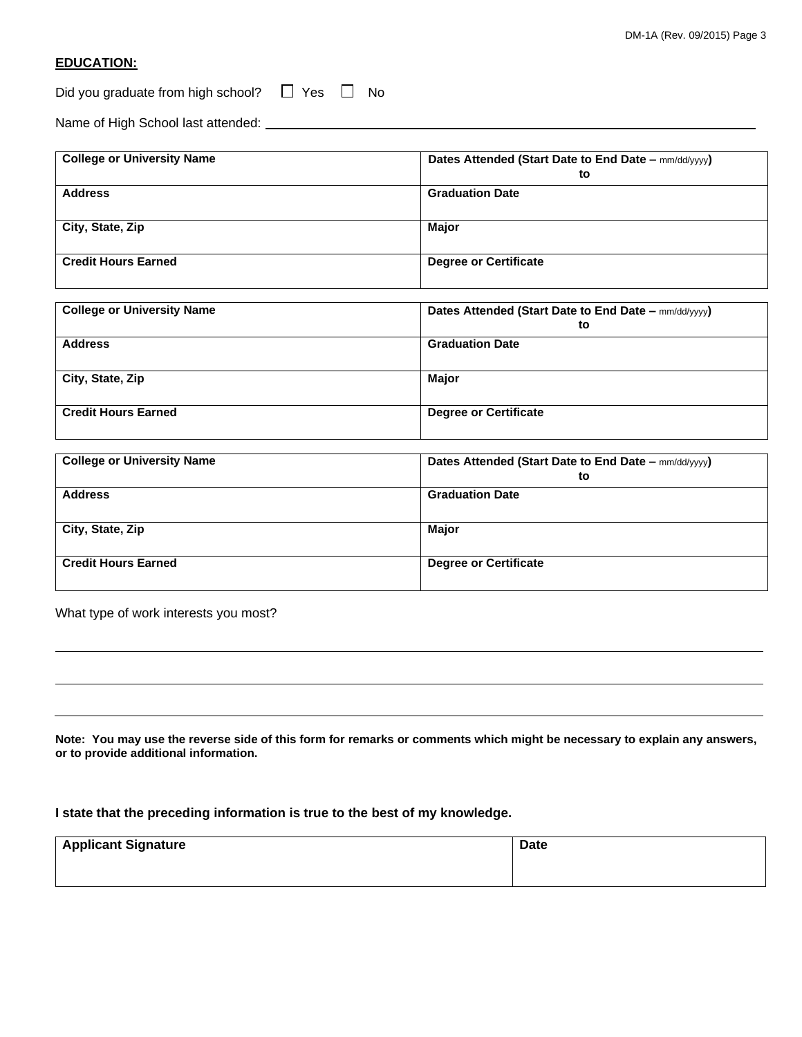**EDUCATION:**

Did you graduate from high school? ☐ Yes ☐ No

Name of High School last attended: \_\_\_\_\_\_\_\_\_\_\_\_\_\_\_\_\_\_\_\_\_\_\_\_\_\_\_\_\_\_\_\_\_\_\_\_\_\_\_\_

| College or University Name | Dates Attended (Start Date to End Date – mm/dd/yyyy) to |
|---|---|
| Address | Graduation Date |
| City, State, Zip | Major |
| Credit Hours Earned | Degree or Certificate |

| College or University Name | Dates Attended (Start Date to End Date – mm/dd/yyyy) to |
|---|---|
| Address | Graduation Date |
| City, State, Zip | Major |
| Credit Hours Earned | Degree or Certificate |

| College or University Name | Dates Attended (Start Date to End Date – mm/dd/yyyy) to |
|---|---|
| Address | Graduation Date |
| City, State, Zip | Major |
| Credit Hours Earned | Degree or Certificate |

What type of work interests you most?

\_\_\_\_\_\_\_\_\_\_\_\_\_\_\_\_\_\_\_\_\_\_\_\_\_\_\_\_\_\_\_\_\_\_\_\_\_\_\_\_\_\_\_\_\_\_\_\_\_\_\_\_\_\_\_\_

\_\_\_\_\_\_\_\_\_\_\_\_\_\_\_\_\_\_\_\_\_\_\_\_\_\_\_\_\_\_\_\_\_\_\_\_\_\_\_\_\_\_\_\_\_\_\_\_\_\_\_\_\_\_\_\_

\_\_\_\_\_\_\_\_\_\_\_\_\_\_\_\_\_\_\_\_\_\_\_\_\_\_\_\_\_\_\_\_\_\_\_\_\_\_\_\_\_\_\_\_\_\_\_\_\_\_\_\_\_\_\_\_

**Note: You may use the reverse side of this form for remarks or comments which might be necessary to explain any answers, or to provide additional information.**

**I state that the preceding information is true to the best of my knowledge.**

| Applicant Signature | Date |
|---|---|
| | |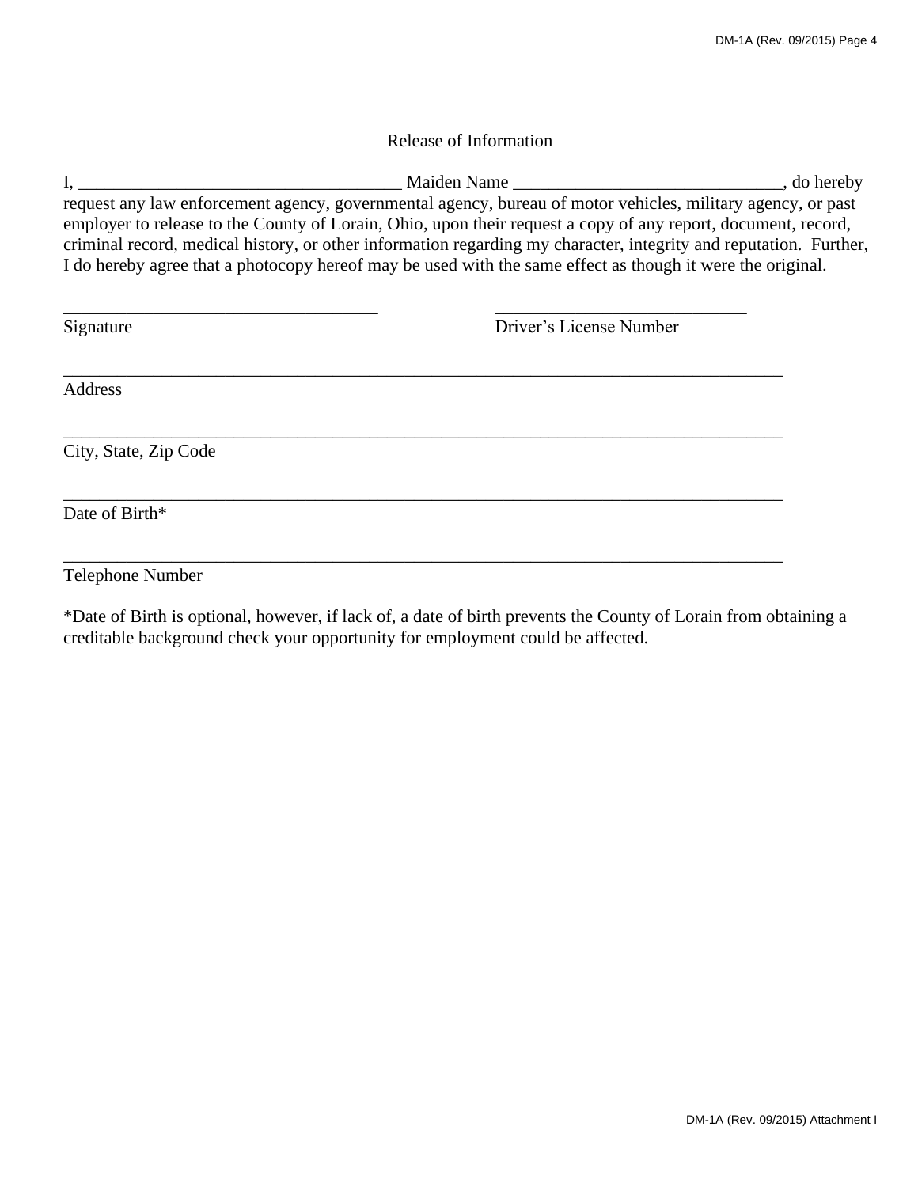## Release of Information

I, ____________________________________ Maiden Name ______________________________, do hereby request any law enforcement agency, governmental agency, bureau of motor vehicles, military agency, or past employer to release to the County of Lorain, Ohio, upon their request a copy of any report, document, record, criminal record, medical history, or other information regarding my character, integrity and reputation. Further, I do hereby agree that a photocopy hereof may be used with the same effect as though it were the original.

____________________________________ ____________________________
Signature Driver's License Number

_________________________________________________________________________________
Address

_________________________________________________________________________________
City, State, Zip Code

_________________________________________________________________________________
Date of Birth*

_________________________________________________________________________________
Telephone Number

*Date of Birth is optional, however, if lack of, a date of birth prevents the County of Lorain from obtaining a creditable background check your opportunity for employment could be affected.

DM-1A (Rev. 09/2015) Attachment I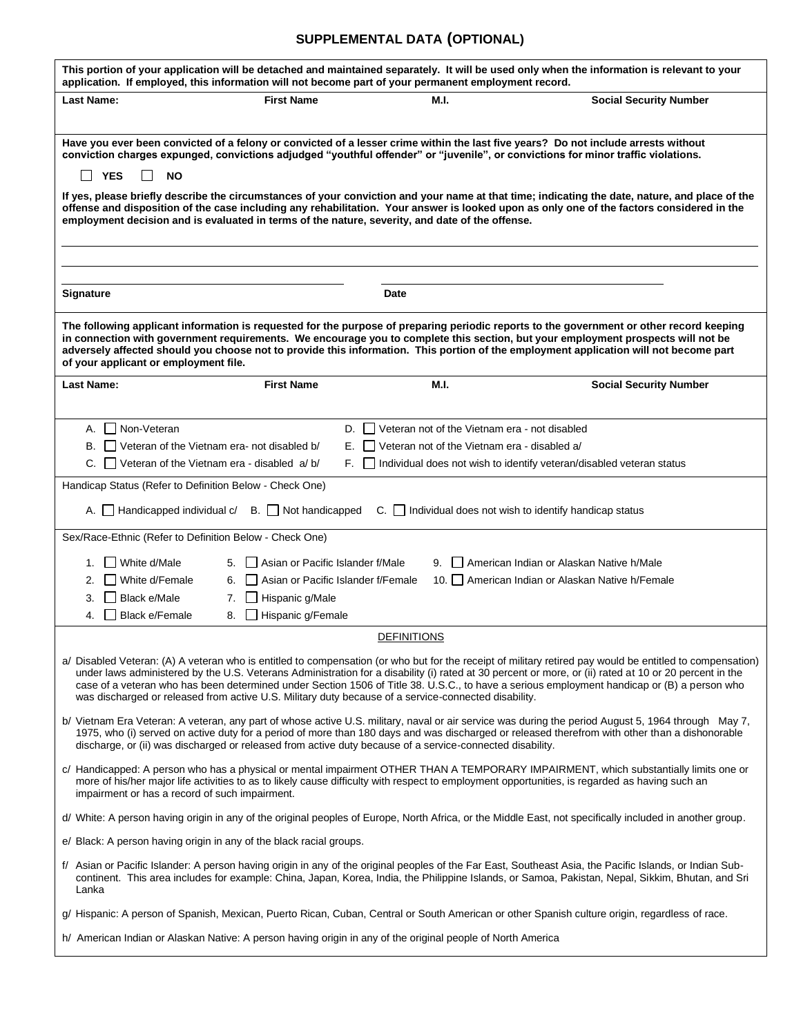# SUPPLEMENTAL DATA (OPTIONAL)

**This portion of your application will be detached and maintained separately. It will be used only when the information is relevant to your application. If employed, this information will not become part of your permanent employment record.**

| Last Name: | First Name | M.I. | Social Security Number |
|---|---|---|---|
| | | | |

**Have you ever been convicted of a felony or convicted of a lesser crime within the last five years? Do not include arrests without conviction charges expunged, convictions adjudged "youthful offender" or "juvenile", or convictions for minor traffic violations.**

☐ **YES** ☐ **NO**

**If yes, please briefly describe the circumstances of your conviction and your name at that time; indicating the date, nature, and place of the offense and disposition of the case including any rehabilitation. Your answer is looked upon as only one of the factors considered in the employment decision and is evaluated in terms of the nature, severity, and date of the offense.**

______________________________________________________________________

______________________________________________________________________

**Signature** ______________________ **Date** ______________________

**The following applicant information is requested for the purpose of preparing periodic reports to the government or other record keeping in connection with government requirements. We encourage you to complete this section, but your employment prospects will not be adversely affected should you choose not to provide this information. This portion of the employment application will not become part of your applicant or employment file.**

| Last Name: | First Name | M.I. | Social Security Number |
|---|---|---|---|
| | | | |

A. ☐ Non-Veteran
B. ☐ Veteran of the Vietnam era- not disabled b/
C. ☐ Veteran of the Vietnam era - disabled a/ b/
D. ☐ Veteran not of the Vietnam era - not disabled
E. ☐ Veteran not of the Vietnam era - disabled a/
F. ☐ Individual does not wish to identify veteran/disabled veteran status

Handicap Status (Refer to Definition Below - Check One)

A. ☐ Handicapped individual c/ B. ☐ Not handicapped C. ☐ Individual does not wish to identify handicap status

Sex/Race-Ethnic (Refer to Definition Below - Check One)

1. ☐ White d/Male
2. ☐ White d/Female
3. ☐ Black e/Male
4. ☐ Black e/Female
5. ☐ Asian or Pacific Islander f/Male
6. ☐ Asian or Pacific Islander f/Female
7. ☐ Hispanic g/Male
8. ☐ Hispanic g/Female
9. ☐ American Indian or Alaskan Native h/Male
10. ☐ American Indian or Alaskan Native h/Female

## DEFINITIONS

a/ Disabled Veteran: (A) A veteran who is entitled to compensation (or who but for the receipt of military retired pay would be entitled to compensation) under laws administered by the U.S. Veterans Administration for a disability (i) rated at 30 percent or more, or (ii) rated at 10 or 20 percent in the case of a veteran who has been determined under Section 1506 of Title 38. U.S.C., to have a serious employment handicap or (B) a person who was discharged or released from active U.S. Military duty because of a service-connected disability.

b/ Vietnam Era Veteran: A veteran, any part of whose active U.S. military, naval or air service was during the period August 5, 1964 through May 7, 1975, who (i) served on active duty for a period of more than 180 days and was discharged or released therefrom with other than a dishonorable discharge, or (ii) was discharged or released from active duty because of a service-connected disability.

c/ Handicapped: A person who has a physical or mental impairment OTHER THAN A TEMPORARY IMPAIRMENT, which substantially limits one or more of his/her major life activities to as to likely cause difficulty with respect to employment opportunities, is regarded as having such an impairment or has a record of such impairment.

d/ White: A person having origin in any of the original peoples of Europe, North Africa, or the Middle East, not specifically included in another group.

e/ Black: A person having origin in any of the black racial groups.

f/ Asian or Pacific Islander: A person having origin in any of the original peoples of the Far East, Southeast Asia, the Pacific Islands, or Indian Sub-continent. This area includes for example: China, Japan, Korea, India, the Philippine Islands, or Samoa, Pakistan, Nepal, Sikkim, Bhutan, and Sri Lanka

g/ Hispanic: A person of Spanish, Mexican, Puerto Rican, Cuban, Central or South American or other Spanish culture origin, regardless of race.

h/ American Indian or Alaskan Native: A person having origin in any of the original people of North America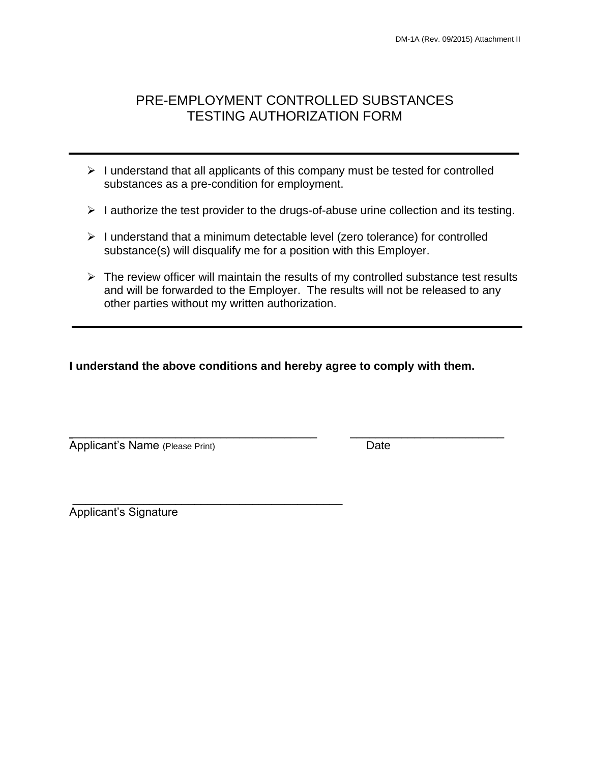DM-1A (Rev. 09/2015) Attachment II

# PRE-EMPLOYMENT CONTROLLED SUBSTANCES TESTING AUTHORIZATION FORM

---

- I understand that all applicants of this company must be tested for controlled substances as a pre-condition for employment.
- I authorize the test provider to the drugs-of-abuse urine collection and its testing.
- I understand that a minimum detectable level (zero tolerance) for controlled substance(s) will disqualify me for a position with this Employer.
- The review officer will maintain the results of my controlled substance test results and will be forwarded to the Employer. The results will not be released to any other parties without my written authorization.

---

**I understand the above conditions and hereby agree to comply with them.**

_______________________________________ _________________________

Applicant's Name (Please Print) Date

___________________________________________

Applicant's Signature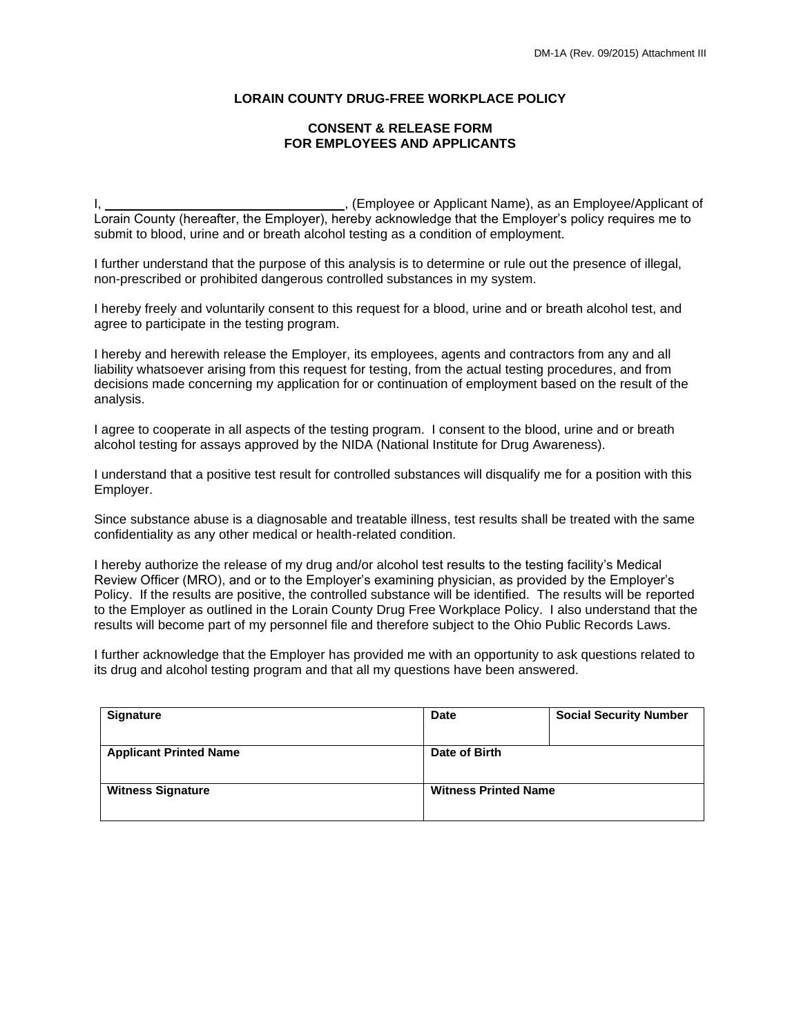DM-1A (Rev. 09/2015) Attachment III

## LORAIN COUNTY DRUG-FREE WORKPLACE POLICY

### CONSENT & RELEASE FORM FOR EMPLOYEES AND APPLICANTS

I, ________________________________, (Employee or Applicant Name), as an Employee/Applicant of Lorain County (hereafter, the Employer), hereby acknowledge that the Employer's policy requires me to submit to blood, urine and or breath alcohol testing as a condition of employment.

I further understand that the purpose of this analysis is to determine or rule out the presence of illegal, non-prescribed or prohibited dangerous controlled substances in my system.

I hereby freely and voluntarily consent to this request for a blood, urine and or breath alcohol test, and agree to participate in the testing program.

I hereby and herewith release the Employer, its employees, agents and contractors from any and all liability whatsoever arising from this request for testing, from the actual testing procedures, and from decisions made concerning my application for or continuation of employment based on the result of the analysis.

I agree to cooperate in all aspects of the testing program. I consent to the blood, urine and or breath alcohol testing for assays approved by the NIDA (National Institute for Drug Awareness).

I understand that a positive test result for controlled substances will disqualify me for a position with this Employer.

Since substance abuse is a diagnosable and treatable illness, test results shall be treated with the same confidentiality as any other medical or health-related condition.

I hereby authorize the release of my drug and/or alcohol test results to the testing facility's Medical Review Officer (MRO), and or to the Employer's examining physician, as provided by the Employer's Policy. If the results are positive, the controlled substance will be identified. The results will be reported to the Employer as outlined in the Lorain County Drug Free Workplace Policy. I also understand that the results will become part of my personnel file and therefore subject to the Ohio Public Records Laws.

I further acknowledge that the Employer has provided me with an opportunity to ask questions related to its drug and alcohol testing program and that all my questions have been answered.

| | | |
|---|---|---|
| **Signature** | **Date** | **Social Security Number** |
| **Applicant Printed Name** | **Date of Birth** | |
| **Witness Signature** | **Witness Printed Name** | |